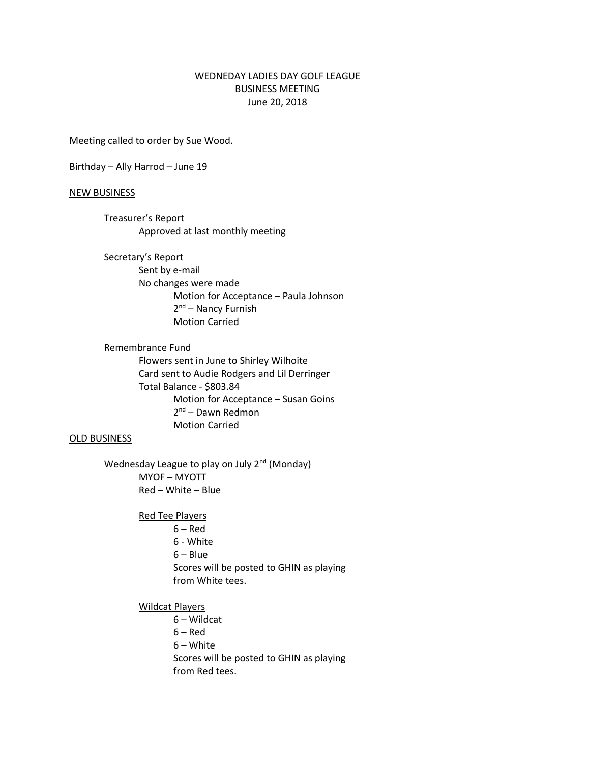WEDNEDAY LADIES DAY GOLF LEAGUE
BUSINESS MEETING
June 20, 2018

Meeting called to order by Sue Wood.

Birthday – Ally Harrod – June 19

<u>NEW BUSINESS</u>

- Treasurer's Report
  - Approved at last monthly meeting
- Secretary's Report
  - Sent by e-mail
  - No changes were made
    - Motion for Acceptance – Paula Johnson
    - 2nd – Nancy Furnish
    - Motion Carried
- Remembrance Fund
  - Flowers sent in June to Shirley Wilhoite
  - Card sent to Audie Rodgers and Lil Derringer
  - Total Balance - $803.84
    - Motion for Acceptance – Susan Goins
    - 2nd – Dawn Redmon
    - Motion Carried

<u>OLD BUSINESS</u>

- Wednesday League to play on July 2nd (Monday)
  - MYOF – MYOTT
  - Red – White – Blue
  - <u>Red Tee Players</u>
    - 6 – Red
    - 6 - White
    - 6 – Blue
    - Scores will be posted to GHIN as playing from White tees.
  - <u>Wildcat Players</u>
    - 6 – Wildcat
    - 6 – Red
    - 6 – White
    - Scores will be posted to GHIN as playing from Red tees.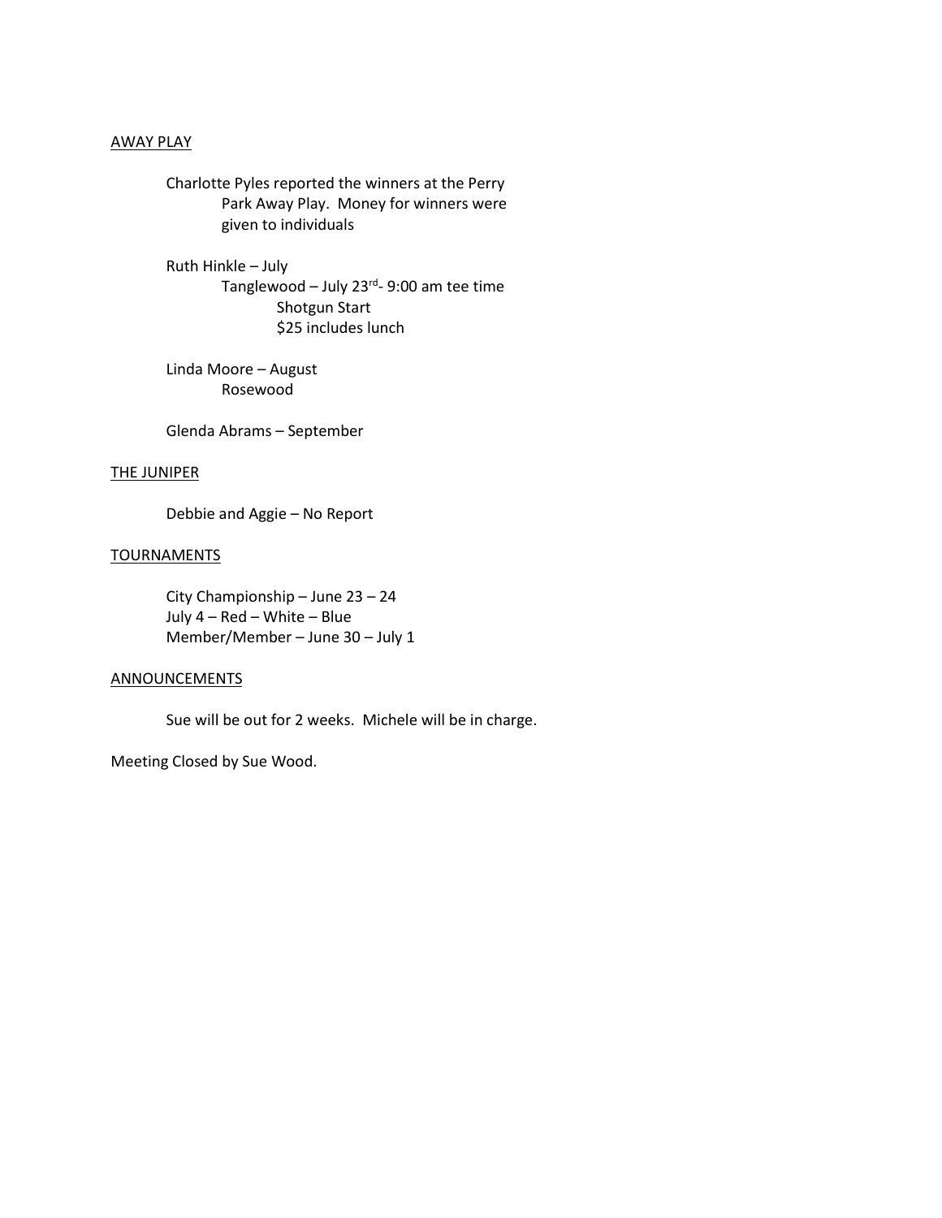AWAY PLAY

Charlotte Pyles reported the winners at the Perry Park Away Play. Money for winners were given to individuals

Ruth Hinkle – July
- Tanglewood – July 23rd- 9:00 am tee time
  - Shotgun Start
  - $25 includes lunch

Linda Moore – August
- Rosewood

Glenda Abrams – September

THE JUNIPER

Debbie and Aggie – No Report

TOURNAMENTS

City Championship – June 23 – 24
July 4 – Red – White – Blue
Member/Member – June 30 – July 1

ANNOUNCEMENTS

Sue will be out for 2 weeks. Michele will be in charge.

Meeting Closed by Sue Wood.